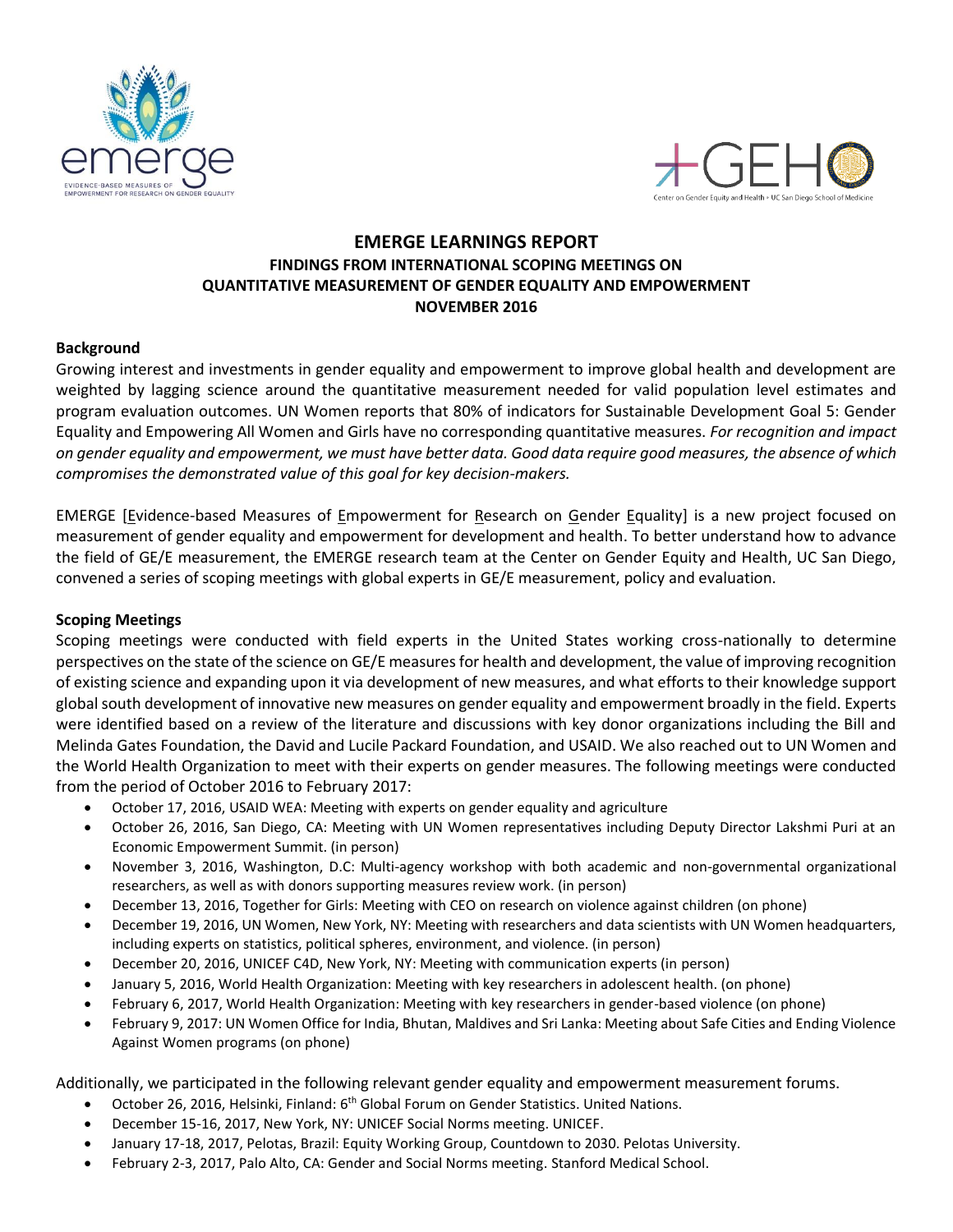# EMERGE LEARNINGS REPORT

## FINDINGS FROM INTERNATIONAL SCOPING MEETINGS ON QUANTITATIVE MEASUREMENT OF GENDER EQUALITY AND EMPOWERMENT

## NOVEMBER 2016

### Background

Growing interest and investments in gender equality and empowerment to improve global health and development are weighted by lagging science around the quantitative measurement needed for valid population level estimates and program evaluation outcomes. UN Women reports that 80% of indicators for Sustainable Development Goal 5: Gender Equality and Empowering All Women and Girls have no corresponding quantitative measures. *For recognition and impact on gender equality and empowerment, we must have better data. Good data require good measures, the absence of which compromises the demonstrated value of this goal for key decision-makers.*

EMERGE [Evidence-based Measures of Empowerment for Research on Gender Equality] is a new project focused on measurement of gender equality and empowerment for development and health. To better understand how to advance the field of GE/E measurement, the EMERGE research team at the Center on Gender Equity and Health, UC San Diego, convened a series of scoping meetings with global experts in GE/E measurement, policy and evaluation.

### Scoping Meetings

Scoping meetings were conducted with field experts in the United States working cross-nationally to determine perspectives on the state of the science on GE/E measures for health and development, the value of improving recognition of existing science and expanding upon it via development of new measures, and what efforts to their knowledge support global south development of innovative new measures on gender equality and empowerment broadly in the field. Experts were identified based on a review of the literature and discussions with key donor organizations including the Bill and Melinda Gates Foundation, the David and Lucile Packard Foundation, and USAID. We also reached out to UN Women and the World Health Organization to meet with their experts on gender measures. The following meetings were conducted from the period of October 2016 to February 2017:

- October 17, 2016, USAID WEA: Meeting with experts on gender equality and agriculture
- October 26, 2016, San Diego, CA: Meeting with UN Women representatives including Deputy Director Lakshmi Puri at an Economic Empowerment Summit. (in person)
- November 3, 2016, Washington, D.C: Multi-agency workshop with both academic and non-governmental organizational researchers, as well as with donors supporting measures review work. (in person)
- December 13, 2016, Together for Girls: Meeting with CEO on research on violence against children (on phone)
- December 19, 2016, UN Women, New York, NY: Meeting with researchers and data scientists with UN Women headquarters, including experts on statistics, political spheres, environment, and violence. (in person)
- December 20, 2016, UNICEF C4D, New York, NY: Meeting with communication experts (in person)
- January 5, 2016, World Health Organization: Meeting with key researchers in adolescent health. (on phone)
- February 6, 2017, World Health Organization: Meeting with key researchers in gender-based violence (on phone)
- February 9, 2017: UN Women Office for India, Bhutan, Maldives and Sri Lanka: Meeting about Safe Cities and Ending Violence Against Women programs (on phone)

Additionally, we participated in the following relevant gender equality and empowerment measurement forums.

- October 26, 2016, Helsinki, Finland: 6th Global Forum on Gender Statistics. United Nations.
- December 15-16, 2017, New York, NY: UNICEF Social Norms meeting. UNICEF.
- January 17-18, 2017, Pelotas, Brazil: Equity Working Group, Countdown to 2030. Pelotas University.
- February 2-3, 2017, Palo Alto, CA: Gender and Social Norms meeting. Stanford Medical School.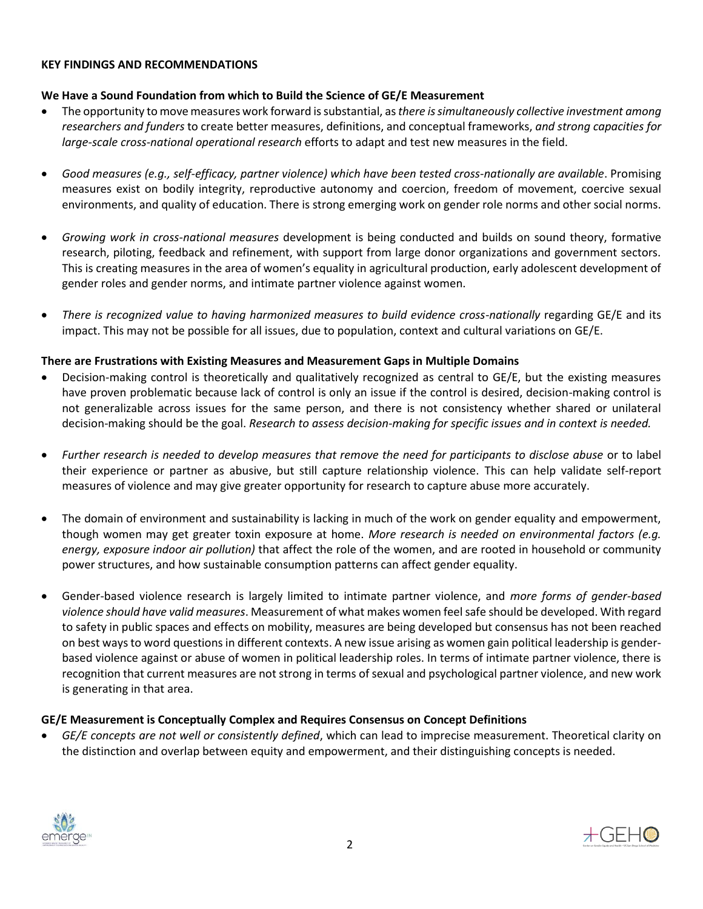**KEY FINDINGS AND RECOMMENDATIONS**

**We Have a Sound Foundation from which to Build the Science of GE/E Measurement**

- The opportunity to move measures work forward is substantial, as *there is simultaneously collective investment among researchers and funders* to create better measures, definitions, and conceptual frameworks, *and strong capacities for large-scale cross-national operational research* efforts to adapt and test new measures in the field.

- *Good measures (e.g., self-efficacy, partner violence) which have been tested cross-nationally are available*. Promising measures exist on bodily integrity, reproductive autonomy and coercion, freedom of movement, coercive sexual environments, and quality of education. There is strong emerging work on gender role norms and other social norms.

- *Growing work in cross-national measures* development is being conducted and builds on sound theory, formative research, piloting, feedback and refinement, with support from large donor organizations and government sectors. This is creating measures in the area of women's equality in agricultural production, early adolescent development of gender roles and gender norms, and intimate partner violence against women.

- *There is recognized value to having harmonized measures to build evidence cross-nationally* regarding GE/E and its impact. This may not be possible for all issues, due to population, context and cultural variations on GE/E.

**There are Frustrations with Existing Measures and Measurement Gaps in Multiple Domains**

- Decision-making control is theoretically and qualitatively recognized as central to GE/E, but the existing measures have proven problematic because lack of control is only an issue if the control is desired, decision-making control is not generalizable across issues for the same person, and there is not consistency whether shared or unilateral decision-making should be the goal. *Research to assess decision-making for specific issues and in context is needed.*

- *Further research is needed to develop measures that remove the need for participants to disclose abuse* or to label their experience or partner as abusive, but still capture relationship violence. This can help validate self-report measures of violence and may give greater opportunity for research to capture abuse more accurately.

- The domain of environment and sustainability is lacking in much of the work on gender equality and empowerment, though women may get greater toxin exposure at home. *More research is needed on environmental factors (e.g. energy, exposure indoor air pollution)* that affect the role of the women, and are rooted in household or community power structures, and how sustainable consumption patterns can affect gender equality.

- Gender-based violence research is largely limited to intimate partner violence, and *more forms of gender-based violence should have valid measures*. Measurement of what makes women feel safe should be developed. With regard to safety in public spaces and effects on mobility, measures are being developed but consensus has not been reached on best ways to word questions in different contexts. A new issue arising as women gain political leadership is gender-based violence against or abuse of women in political leadership roles. In terms of intimate partner violence, there is recognition that current measures are not strong in terms of sexual and psychological partner violence, and new work is generating in that area.

**GE/E Measurement is Conceptually Complex and Requires Consensus on Concept Definitions**

- *GE/E concepts are not well or consistently defined*, which can lead to imprecise measurement. Theoretical clarity on the distinction and overlap between equity and empowerment, and their distinguishing concepts is needed.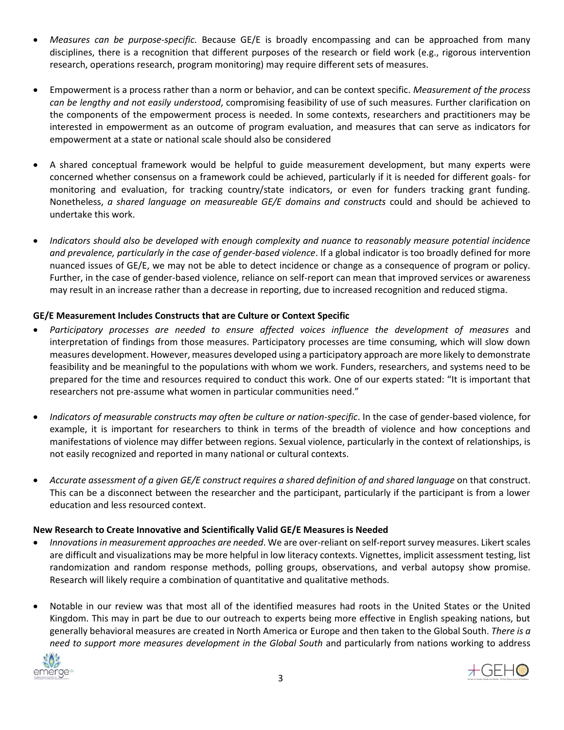- *Measures can be purpose-specific.* Because GE/E is broadly encompassing and can be approached from many disciplines, there is a recognition that different purposes of the research or field work (e.g., rigorous intervention research, operations research, program monitoring) may require different sets of measures.

- Empowerment is a process rather than a norm or behavior, and can be context specific. *Measurement of the process can be lengthy and not easily understood*, compromising feasibility of use of such measures. Further clarification on the components of the empowerment process is needed. In some contexts, researchers and practitioners may be interested in empowerment as an outcome of program evaluation, and measures that can serve as indicators for empowerment at a state or national scale should also be considered

- A shared conceptual framework would be helpful to guide measurement development, but many experts were concerned whether consensus on a framework could be achieved, particularly if it is needed for different goals- for monitoring and evaluation, for tracking country/state indicators, or even for funders tracking grant funding. Nonetheless, *a shared language on measureable GE/E domains and constructs* could and should be achieved to undertake this work.

- *Indicators should also be developed with enough complexity and nuance to reasonably measure potential incidence and prevalence, particularly in the case of gender-based violence*. If a global indicator is too broadly defined for more nuanced issues of GE/E, we may not be able to detect incidence or change as a consequence of program or policy. Further, in the case of gender-based violence, reliance on self-report can mean that improved services or awareness may result in an increase rather than a decrease in reporting, due to increased recognition and reduced stigma.

**GE/E Measurement Includes Constructs that are Culture or Context Specific**

- *Participatory processes are needed to ensure affected voices influence the development of measures* and interpretation of findings from those measures. Participatory processes are time consuming, which will slow down measures development. However, measures developed using a participatory approach are more likely to demonstrate feasibility and be meaningful to the populations with whom we work. Funders, researchers, and systems need to be prepared for the time and resources required to conduct this work. One of our experts stated: "It is important that researchers not pre-assume what women in particular communities need."

- *Indicators of measurable constructs may often be culture or nation-specific*. In the case of gender-based violence, for example, it is important for researchers to think in terms of the breadth of violence and how conceptions and manifestations of violence may differ between regions. Sexual violence, particularly in the context of relationships, is not easily recognized and reported in many national or cultural contexts.

- *Accurate assessment of a given GE/E construct requires a shared definition of and shared language* on that construct. This can be a disconnect between the researcher and the participant, particularly if the participant is from a lower education and less resourced context.

**New Research to Create Innovative and Scientifically Valid GE/E Measures is Needed**

- *Innovations in measurement approaches are needed*. We are over-reliant on self-report survey measures. Likert scales are difficult and visualizations may be more helpful in low literacy contexts. Vignettes, implicit assessment testing, list randomization and random response methods, polling groups, observations, and verbal autopsy show promise. Research will likely require a combination of quantitative and qualitative methods.

- Notable in our review was that most all of the identified measures had roots in the United States or the United Kingdom. This may in part be due to our outreach to experts being more effective in English speaking nations, but generally behavioral measures are created in North America or Europe and then taken to the Global South. *There is a need to support more measures development in the Global South* and particularly from nations working to address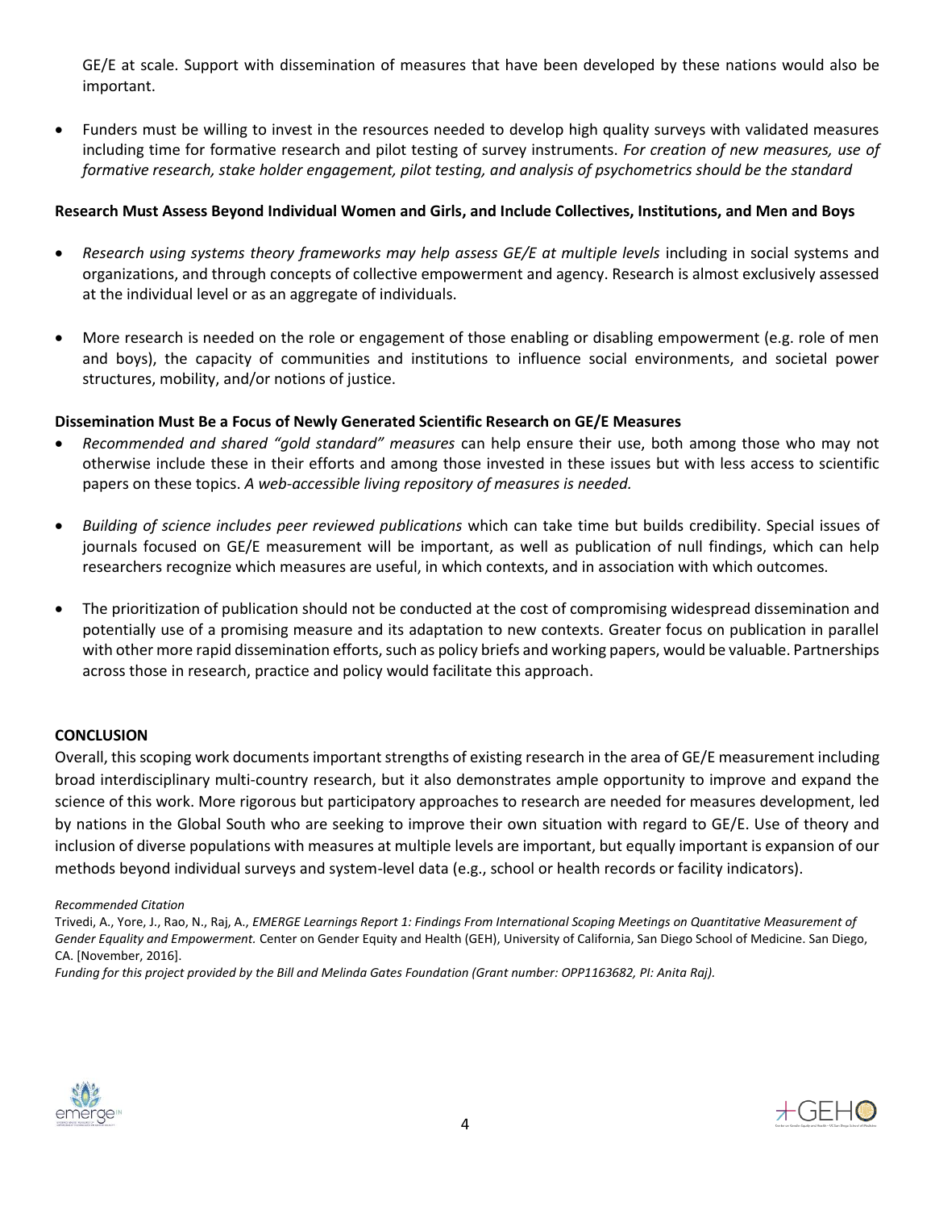GE/E at scale. Support with dissemination of measures that have been developed by these nations would also be important.

- Funders must be willing to invest in the resources needed to develop high quality surveys with validated measures including time for formative research and pilot testing of survey instruments. *For creation of new measures, use of formative research, stake holder engagement, pilot testing, and analysis of psychometrics should be the standard*

**Research Must Assess Beyond Individual Women and Girls, and Include Collectives, Institutions, and Men and Boys**

- *Research using systems theory frameworks may help assess GE/E at multiple levels* including in social systems and organizations, and through concepts of collective empowerment and agency. Research is almost exclusively assessed at the individual level or as an aggregate of individuals.

- More research is needed on the role or engagement of those enabling or disabling empowerment (e.g. role of men and boys), the capacity of communities and institutions to influence social environments, and societal power structures, mobility, and/or notions of justice.

**Dissemination Must Be a Focus of Newly Generated Scientific Research on GE/E Measures**

- *Recommended and shared "gold standard" measures* can help ensure their use, both among those who may not otherwise include these in their efforts and among those invested in these issues but with less access to scientific papers on these topics. *A web-accessible living repository of measures is needed.*

- *Building of science includes peer reviewed publications* which can take time but builds credibility. Special issues of journals focused on GE/E measurement will be important, as well as publication of null findings, which can help researchers recognize which measures are useful, in which contexts, and in association with which outcomes.

- The prioritization of publication should not be conducted at the cost of compromising widespread dissemination and potentially use of a promising measure and its adaptation to new contexts. Greater focus on publication in parallel with other more rapid dissemination efforts, such as policy briefs and working papers, would be valuable. Partnerships across those in research, practice and policy would facilitate this approach.

**CONCLUSION**

Overall, this scoping work documents important strengths of existing research in the area of GE/E measurement including broad interdisciplinary multi-country research, but it also demonstrates ample opportunity to improve and expand the science of this work. More rigorous but participatory approaches to research are needed for measures development, led by nations in the Global South who are seeking to improve their own situation with regard to GE/E. Use of theory and inclusion of diverse populations with measures at multiple levels are important, but equally important is expansion of our methods beyond individual surveys and system-level data (e.g., school or health records or facility indicators).

*Recommended Citation*

Trivedi, A., Yore, J., Rao, N., Raj, A., *EMERGE Learnings Report 1: Findings From International Scoping Meetings on Quantitative Measurement of Gender Equality and Empowerment.* Center on Gender Equity and Health (GEH), University of California, San Diego School of Medicine. San Diego, CA. [November, 2016].

*Funding for this project provided by the Bill and Melinda Gates Foundation (Grant number: OPP1163682, PI: Anita Raj).*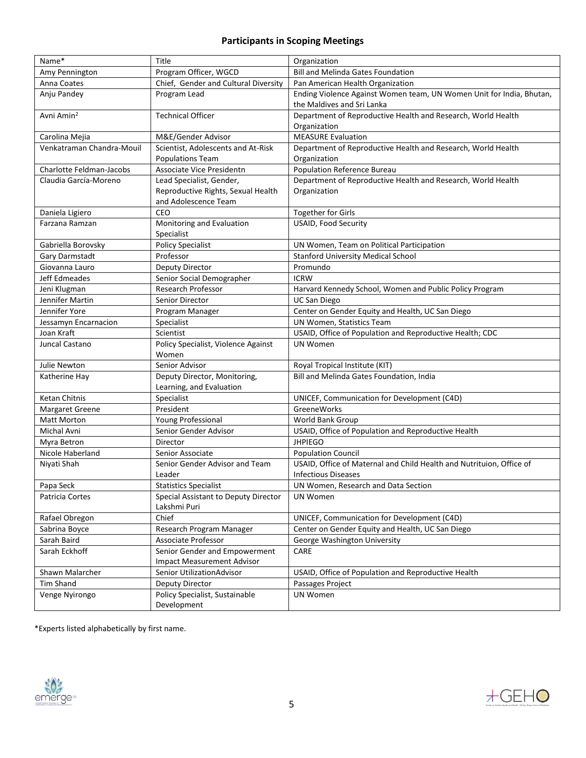## Participants in Scoping Meetings

| Name* | Title | Organization |
|---|---|---|
| Amy Pennington | Program Officer, WGCD | Bill and Melinda Gates Foundation |
| Anna Coates | Chief, Gender and Cultural Diversity | Pan American Health Organization |
| Anju Pandey | Program Lead | Ending Violence Against Women team, UN Women Unit for India, Bhutan, the Maldives and Sri Lanka |
| Avni Amin[2] | Technical Officer | Department of Reproductive Health and Research, World Health Organization |
| Carolina Mejia | M&E/Gender Advisor | MEASURE Evaluation |
| Venkatraman Chandra-Mouil | Scientist, Adolescents and At-Risk Populations Team | Department of Reproductive Health and Research, World Health Organization |
| Charlotte Feldman-Jacobs | Associate Vice Presidentn | Population Reference Bureau |
| Claudia García-Moreno | Lead Specialist, Gender, Reproductive Rights, Sexual Health and Adolescence Team | Department of Reproductive Health and Research, World Health Organization |
| Daniela Ligiero | CEO | Together for Girls |
| Farzana Ramzan | Monitoring and Evaluation Specialist | USAID, Food Security |
| Gabriella Borovsky | Policy Specialist | UN Women, Team on Political Participation |
| Gary Darmstadt | Professor | Stanford University Medical School |
| Giovanna Lauro | Deputy Director | Promundo |
| Jeff Edmeades | Senior Social Demographer | ICRW |
| Jeni Klugman | Research Professor | Harvard Kennedy School, Women and Public Policy Program |
| Jennifer Martin | Senior Director | UC San Diego |
| Jennifer Yore | Program Manager | Center on Gender Equity and Health, UC San Diego |
| Jessamyn Encarnacion | Specialist | UN Women, Statistics Team |
| Joan Kraft | Scientist | USAID, Office of Population and Reproductive Health; CDC |
| Juncal Castano | Policy Specialist, Violence Against Women | UN Women |
| Julie Newton | Senior Advisor | Royal Tropical Institute (KIT) |
| Katherine Hay | Deputy Director, Monitoring, Learning, and Evaluation | Bill and Melinda Gates Foundation, India |
| Ketan Chitnis | Specialist | UNICEF, Communication for Development (C4D) |
| Margaret Greene | President | GreeneWorks |
| Matt Morton | Young Professional | World Bank Group |
| Michal Avni | Senior Gender Advisor | USAID, Office of Population and Reproductive Health |
| Myra Betron | Director | JHPIEGO |
| Nicole Haberland | Senior Associate | Population Council |
| Niyati Shah | Senior Gender Advisor and Team Leader | USAID, Office of Maternal and Child Health and Nutrituion, Office of Infectious Diseases |
| Papa Seck | Statistics Specialist | UN Women, Research and Data Section |
| Patricia Cortes | Special Assistant to Deputy Director Lakshmi Puri | UN Women |
| Rafael Obregon | Chief | UNICEF, Communication for Development (C4D) |
| Sabrina Boyce | Research Program Manager | Center on Gender Equity and Health, UC San Diego |
| Sarah Baird | Associate Professor | George Washington University |
| Sarah Eckhoff | Senior Gender and Empowerment Impact Measurement Advisor | CARE |
| Shawn Malarcher | Senior UtilizationAdvisor | USAID, Office of Population and Reproductive Health |
| Tim Shand | Deputy Director | Passages Project |
| Venge Nyirongo | Policy Specialist, Sustainable Development | UN Women |

*Experts listed alphabetically by first name.